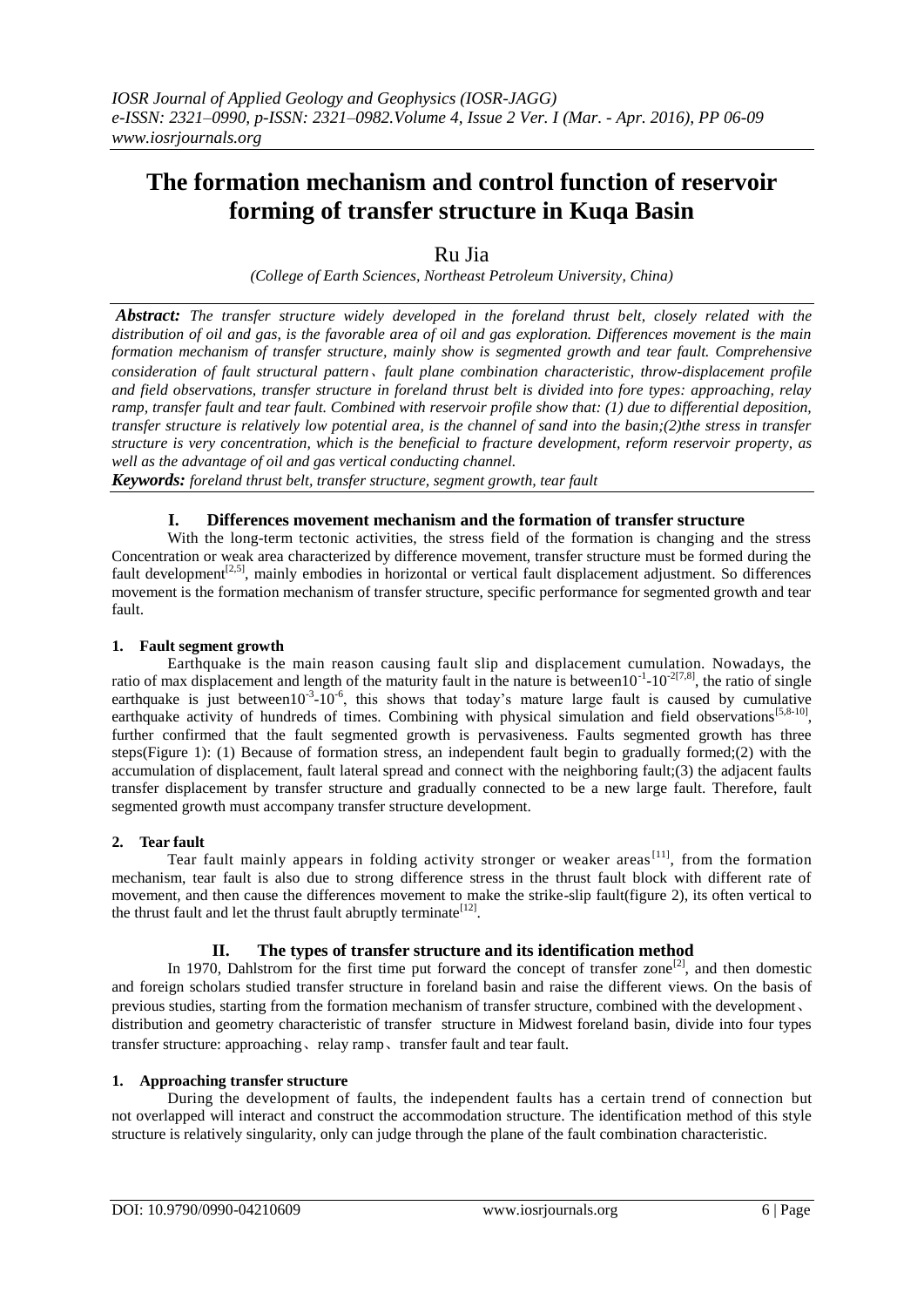# The formation mechanism and control function of reservoir forming of transfer structure in Kuqa Basin

Ru Jia

*(College of Earth Sciences, Northeast Petroleum University, China)*

***Abstract:*** *The transfer structure widely developed in the foreland thrust belt, closely related with the distribution of oil and gas, is the favorable area of oil and gas exploration. Differences movement is the main formation mechanism of transfer structure, mainly show is segmented growth and tear fault. Comprehensive consideration of fault structural pattern、fault plane combination characteristic, throw-displacement profile and field observations, transfer structure in foreland thrust belt is divided into fore types: approaching, relay ramp, transfer fault and tear fault. Combined with reservoir profile show that: (1) due to differential deposition, transfer structure is relatively low potential area, is the channel of sand into the basin;(2)the stress in transfer structure is very concentration, which is the beneficial to fracture development, reform reservoir property, as well as the advantage of oil and gas vertical conducting channel.*

***Keywords:*** *foreland thrust belt, transfer structure, segment growth, tear fault*

## I. Differences movement mechanism and the formation of transfer structure

With the long-term tectonic activities, the stress field of the formation is changing and the stress Concentration or weak area characterized by difference movement, transfer structure must be formed during the fault development[2,5], mainly embodies in horizontal or vertical fault displacement adjustment. So differences movement is the formation mechanism of transfer structure, specific performance for segmented growth and tear fault.

### 1. Fault segment growth

Earthquake is the main reason causing fault slip and displacement cumulation. Nowadays, the ratio of max displacement and length of the maturity fault in the nature is between$10^{-1}$-$10^{-2}$[7,8], the ratio of single earthquake is just between$10^{-3}$-$10^{-6}$, this shows that today's mature large fault is caused by cumulative earthquake activity of hundreds of times. Combining with physical simulation and field observations[5,8-10], further confirmed that the fault segmented growth is pervasiveness. Faults segmented growth has three steps(Figure 1): (1) Because of formation stress, an independent fault begin to gradually formed;(2) with the accumulation of displacement, fault lateral spread and connect with the neighboring fault;(3) the adjacent faults transfer displacement by transfer structure and gradually connected to be a new large fault. Therefore, fault segmented growth must accompany transfer structure development.

### 2. Tear fault

Tear fault mainly appears in folding activity stronger or weaker areas[11], from the formation mechanism, tear fault is also due to strong difference stress in the thrust fault block with different rate of movement, and then cause the differences movement to make the strike-slip fault(figure 2), its often vertical to the thrust fault and let the thrust fault abruptly terminate[12].

## II. The types of transfer structure and its identification method

In 1970, Dahlstrom for the first time put forward the concept of transfer zone[2], and then domestic and foreign scholars studied transfer structure in foreland basin and raise the different views. On the basis of previous studies, starting from the formation mechanism of transfer structure, combined with the development、distribution and geometry characteristic of transfer structure in Midwest foreland basin, divide into four types transfer structure: approaching、relay ramp、transfer fault and tear fault.

### 1. Approaching transfer structure

During the development of faults, the independent faults has a certain trend of connection but not overlapped will interact and construct the accommodation structure. The identification method of this style structure is relatively singularity, only can judge through the plane of the fault combination characteristic.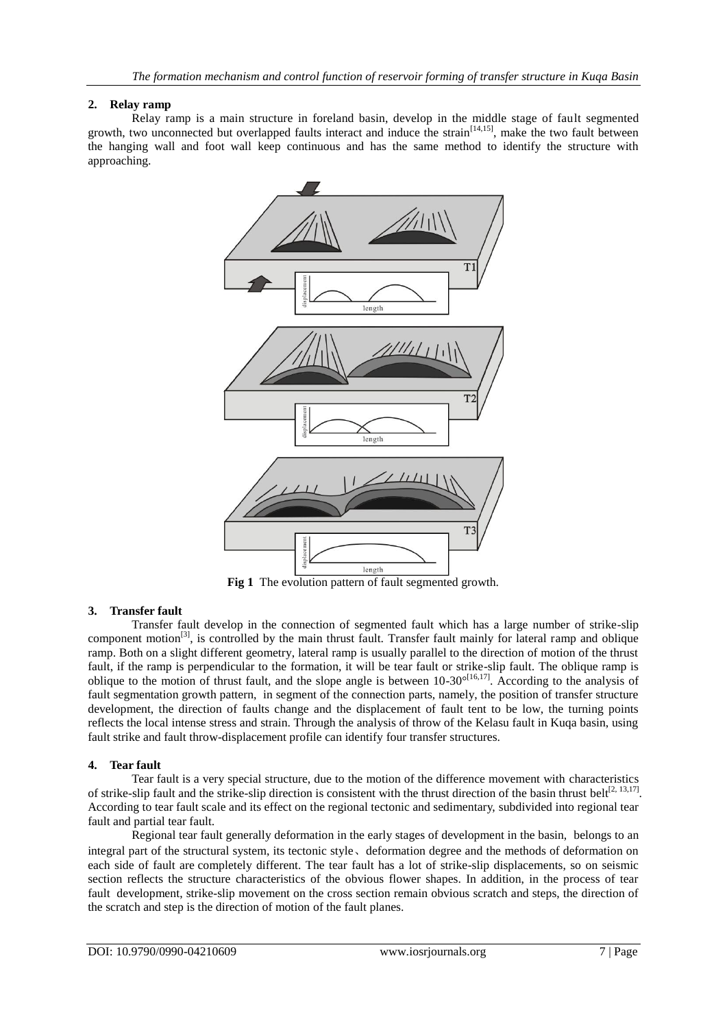## 2. Relay ramp

Relay ramp is a main structure in foreland basin, develop in the middle stage of fault segmented growth, two unconnected but overlapped faults interact and induce the strain[14,15], make the two fault between the hanging wall and foot wall keep continuous and has the same method to identify the structure with approaching.

**Fig 1** The evolution pattern of fault segmented growth.

## 3. Transfer fault

Transfer fault develop in the connection of segmented fault which has a large number of strike-slip component motion[3], is controlled by the main thrust fault. Transfer fault mainly for lateral ramp and oblique ramp. Both on a slight different geometry, lateral ramp is usually parallel to the direction of motion of the thrust fault, if the ramp is perpendicular to the formation, it will be tear fault or strike-slip fault. The oblique ramp is oblique to the motion of thrust fault, and the slope angle is between 10-30°[16,17]. According to the analysis of fault segmentation growth pattern, in segment of the connection parts, namely, the position of transfer structure development, the direction of faults change and the displacement of fault tent to be low, the turning points reflects the local intense stress and strain. Through the analysis of throw of the Kelasu fault in Kuqa basin, using fault strike and fault throw-displacement profile can identify four transfer structures.

## 4. Tear fault

Tear fault is a very special structure, due to the motion of the difference movement with characteristics of strike-slip fault and the strike-slip direction is consistent with the thrust direction of the basin thrust belt[2, 13,17]. According to tear fault scale and its effect on the regional tectonic and sedimentary, subdivided into regional tear fault and partial tear fault.

Regional tear fault generally deformation in the early stages of development in the basin, belongs to an integral part of the structural system, its tectonic style、deformation degree and the methods of deformation on each side of fault are completely different. The tear fault has a lot of strike-slip displacements, so on seismic section reflects the structure characteristics of the obvious flower shapes. In addition, in the process of tear fault development, strike-slip movement on the cross section remain obvious scratch and steps, the direction of the scratch and step is the direction of motion of the fault planes.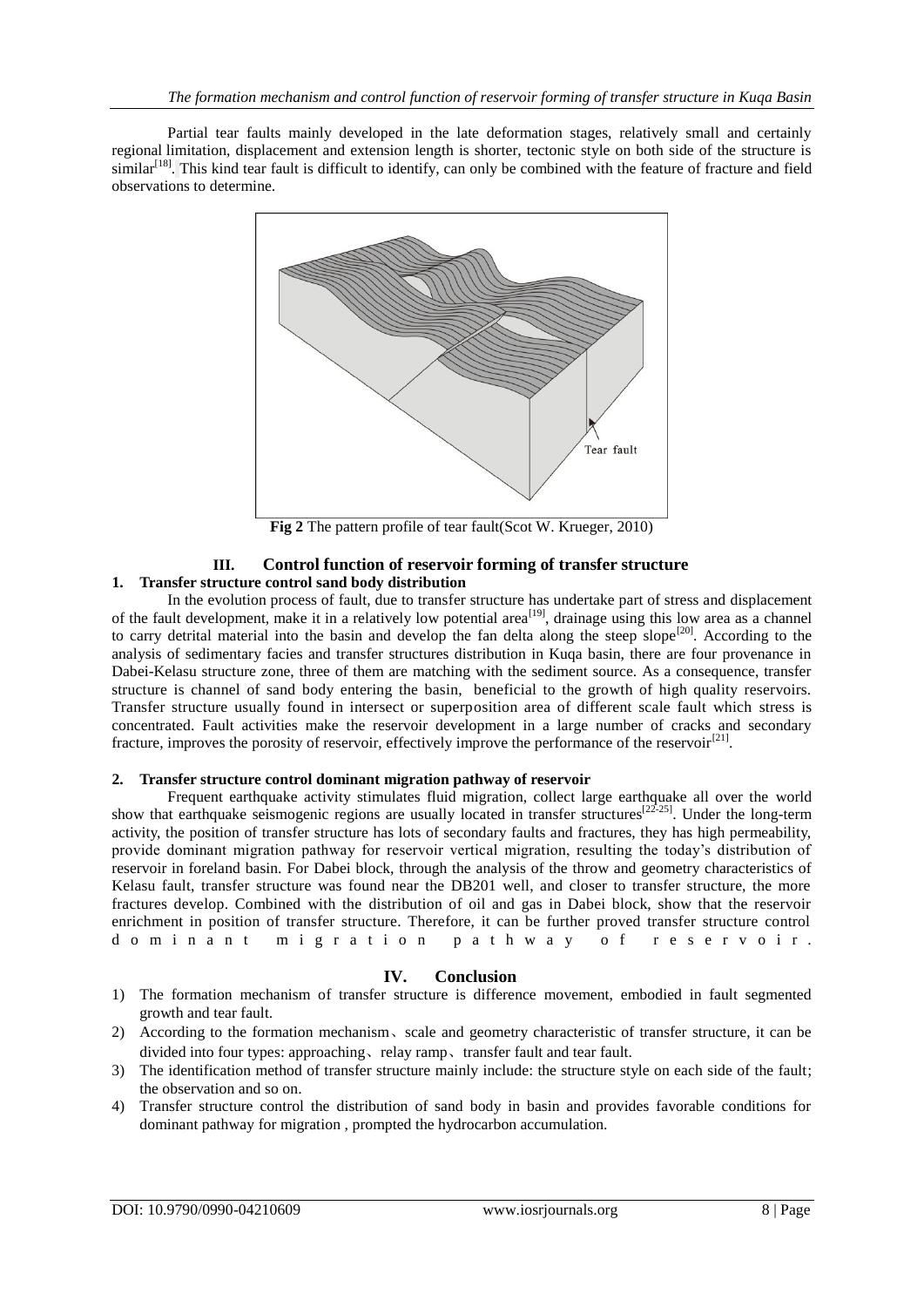Partial tear faults mainly developed in the late deformation stages, relatively small and certainly regional limitation, displacement and extension length is shorter, tectonic style on both side of the structure is similar[18]. This kind tear fault is difficult to identify, can only be combined with the feature of fracture and field observations to determine.

**Fig 2** The pattern profile of tear fault(Scot W. Krueger, 2010)

## III. Control function of reservoir forming of transfer structure

### 1. Transfer structure control sand body distribution

In the evolution process of fault, due to transfer structure has undertake part of stress and displacement of the fault development, make it in a relatively low potential area[19], drainage using this low area as a channel to carry detrital material into the basin and develop the fan delta along the steep slope[20]. According to the analysis of sedimentary facies and transfer structures distribution in Kuqa basin, there are four provenance in Dabei-Kelasu structure zone, three of them are matching with the sediment source. As a consequence, transfer structure is channel of sand body entering the basin, beneficial to the growth of high quality reservoirs. Transfer structure usually found in intersect or superposition area of different scale fault which stress is concentrated. Fault activities make the reservoir development in a large number of cracks and secondary fracture, improves the porosity of reservoir, effectively improve the performance of the reservoir[21].

### 2. Transfer structure control dominant migration pathway of reservoir

Frequent earthquake activity stimulates fluid migration, collect large earthquake all over the world show that earthquake seismogenic regions are usually located in transfer structures[22-25]. Under the long-term activity, the position of transfer structure has lots of secondary faults and fractures, they has high permeability, provide dominant migration pathway for reservoir vertical migration, resulting the today's distribution of reservoir in foreland basin. For Dabei block, through the analysis of the throw and geometry characteristics of Kelasu fault, transfer structure was found near the DB201 well, and closer to transfer structure, the more fractures develop. Combined with the distribution of oil and gas in Dabei block, show that the reservoir enrichment in position of transfer structure. Therefore, it can be further proved transfer structure control dominant migration pathway of reservoir.

## IV. Conclusion

1) The formation mechanism of transfer structure is difference movement, embodied in fault segmented growth and tear fault.
2) According to the formation mechanism、scale and geometry characteristic of transfer structure, it can be divided into four types: approaching、relay ramp、transfer fault and tear fault.
3) The identification method of transfer structure mainly include: the structure style on each side of the fault; the observation and so on.
4) Transfer structure control the distribution of sand body in basin and provides favorable conditions for dominant pathway for migration , prompted the hydrocarbon accumulation.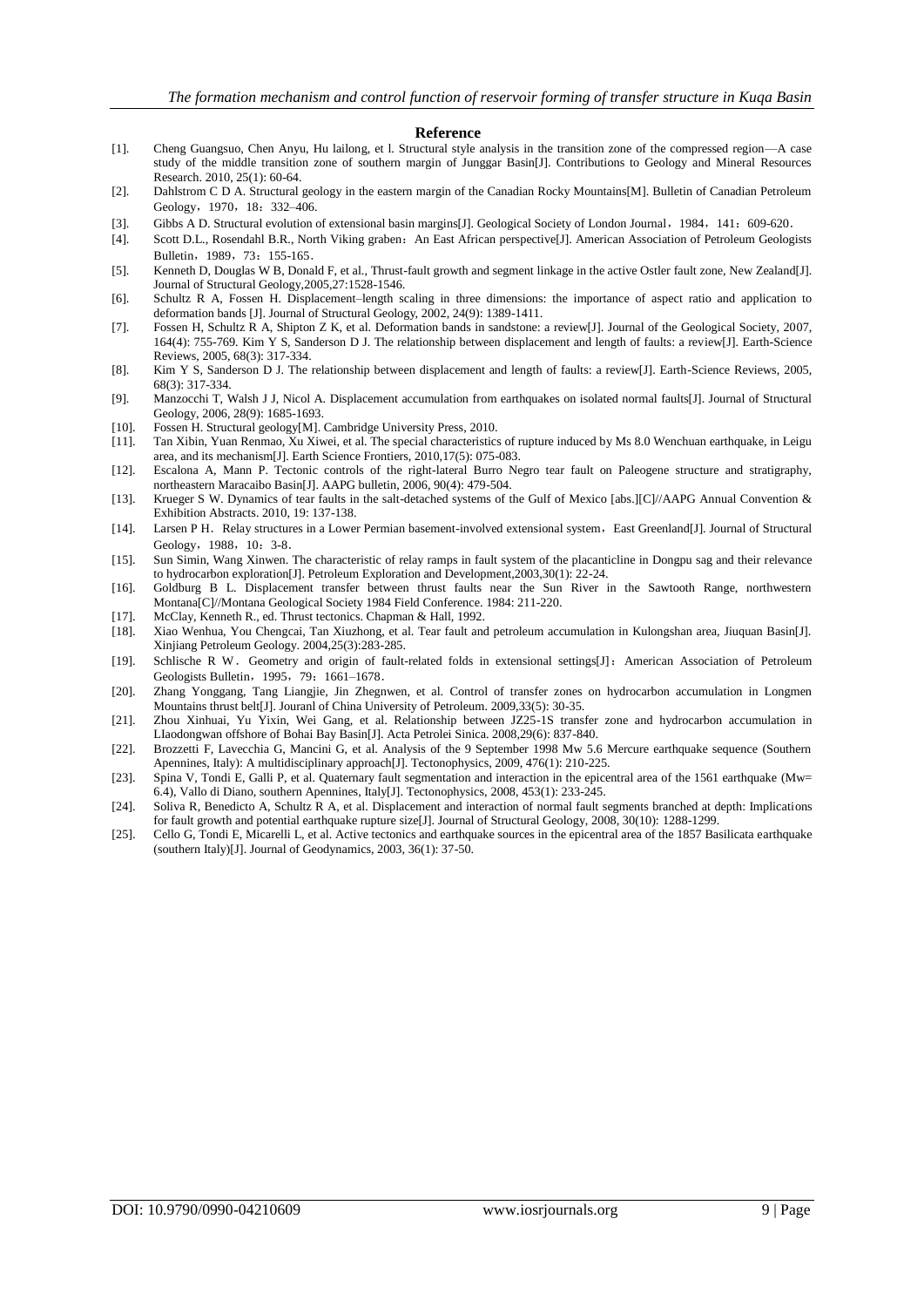## Reference

[1]. Cheng Guangsuo, Chen Anyu, Hu lailong, et l. Structural style analysis in the transition zone of the compressed region—A case study of the middle transition zone of southern margin of Junggar Basin[J]. Contributions to Geology and Mineral Resources Research. 2010, 25(1): 60-64.

[2]. Dahlstrom C D A. Structural geology in the eastern margin of the Canadian Rocky Mountains[M]. Bulletin of Canadian Petroleum Geology，1970，18：332–406.

[3]. Gibbs A D. Structural evolution of extensional basin margins[J]. Geological Society of London Journal，1984，141：609-620．

[4]. Scott D.L., Rosendahl B.R., North Viking graben：An East African perspective[J]. American Association of Petroleum Geologists Bulletin，1989，73：155-165．

[5]. Kenneth D, Douglas W B, Donald F, et al., Thrust-fault growth and segment linkage in the active Ostler fault zone, New Zealand[J]. Journal of Structural Geology,2005,27:1528-1546.

[6]. Schultz R A, Fossen H. Displacement–length scaling in three dimensions: the importance of aspect ratio and application to deformation bands [J]. Journal of Structural Geology, 2002, 24(9): 1389-1411.

[7]. Fossen H, Schultz R A, Shipton Z K, et al. Deformation bands in sandstone: a review[J]. Journal of the Geological Society, 2007, 164(4): 755-769. Kim Y S, Sanderson D J. The relationship between displacement and length of faults: a review[J]. Earth-Science Reviews, 2005, 68(3): 317-334.

[8]. Kim Y S, Sanderson D J. The relationship between displacement and length of faults: a review[J]. Earth-Science Reviews, 2005, 68(3): 317-334.

[9]. Manzocchi T, Walsh J J, Nicol A. Displacement accumulation from earthquakes on isolated normal faults[J]. Journal of Structural Geology, 2006, 28(9): 1685-1693.

[10]. Fossen H. Structural geology[M]. Cambridge University Press, 2010.

[11]. Tan Xibin, Yuan Renmao, Xu Xiwei, et al. The special characteristics of rupture induced by Ms 8.0 Wenchuan earthquake, in Leigu area, and its mechanism[J]. Earth Science Frontiers, 2010,17(5): 075-083.

[12]. Escalona A, Mann P. Tectonic controls of the right-lateral Burro Negro tear fault on Paleogene structure and stratigraphy, northeastern Maracaibo Basin[J]. AAPG bulletin, 2006, 90(4): 479-504.

[13]. Krueger S W. Dynamics of tear faults in the salt-detached systems of the Gulf of Mexico [abs.][C]//AAPG Annual Convention & Exhibition Abstracts. 2010, 19: 137-138.

[14]. Larsen P H．Relay structures in a Lower Permian basement-involved extensional system，East Greenland[J]. Journal of Structural Geology，1988，10：3-8．

[15]. Sun Simin, Wang Xinwen. The characteristic of relay ramps in fault system of the placanticline in Dongpu sag and their relevance to hydrocarbon exploration[J]. Petroleum Exploration and Development,2003,30(1): 22-24.

[16]. Goldburg B L. Displacement transfer between thrust faults near the Sun River in the Sawtooth Range, northwestern Montana[C]//Montana Geological Society 1984 Field Conference. 1984: 211-220.

[17]. McClay, Kenneth R., ed. Thrust tectonics. Chapman & Hall, 1992.

[18]. Xiao Wenhua, You Chengcai, Tan Xiuzhong, et al. Tear fault and petroleum accumulation in Kulongshan area, Jiuquan Basin[J]. Xinjiang Petroleum Geology. 2004,25(3):283-285.

[19]. Schlische R W．Geometry and origin of fault-related folds in extensional settings[J]：American Association of Petroleum Geologists Bulletin，1995，79：1661–1678．

[20]. Zhang Yonggang, Tang Liangjie, Jin Zhegnwen, et al. Control of transfer zones on hydrocarbon accumulation in Longmen Mountains thrust belt[J]. Jouranl of China University of Petroleum. 2009,33(5): 30-35.

[21]. Zhou Xinhuai, Yu Yixin, Wei Gang, et al. Relationship between JZ25-1S transfer zone and hydrocarbon accumulation in LIaodongwan offshore of Bohai Bay Basin[J]. Acta Petrolei Sinica. 2008,29(6): 837-840.

[22]. Brozzetti F, Lavecchia G, Mancini G, et al. Analysis of the 9 September 1998 Mw 5.6 Mercure earthquake sequence (Southern Apennines, Italy): A multidisciplinary approach[J]. Tectonophysics, 2009, 476(1): 210-225.

[23]. Spina V, Tondi E, Galli P, et al. Quaternary fault segmentation and interaction in the epicentral area of the 1561 earthquake (Mw= 6.4), Vallo di Diano, southern Apennines, Italy[J]. Tectonophysics, 2008, 453(1): 233-245.

[24]. Soliva R, Benedicto A, Schultz R A, et al. Displacement and interaction of normal fault segments branched at depth: Implications for fault growth and potential earthquake rupture size[J]. Journal of Structural Geology, 2008, 30(10): 1288-1299.

[25]. Cello G, Tondi E, Micarelli L, et al. Active tectonics and earthquake sources in the epicentral area of the 1857 Basilicata earthquake (southern Italy)[J]. Journal of Geodynamics, 2003, 36(1): 37-50.